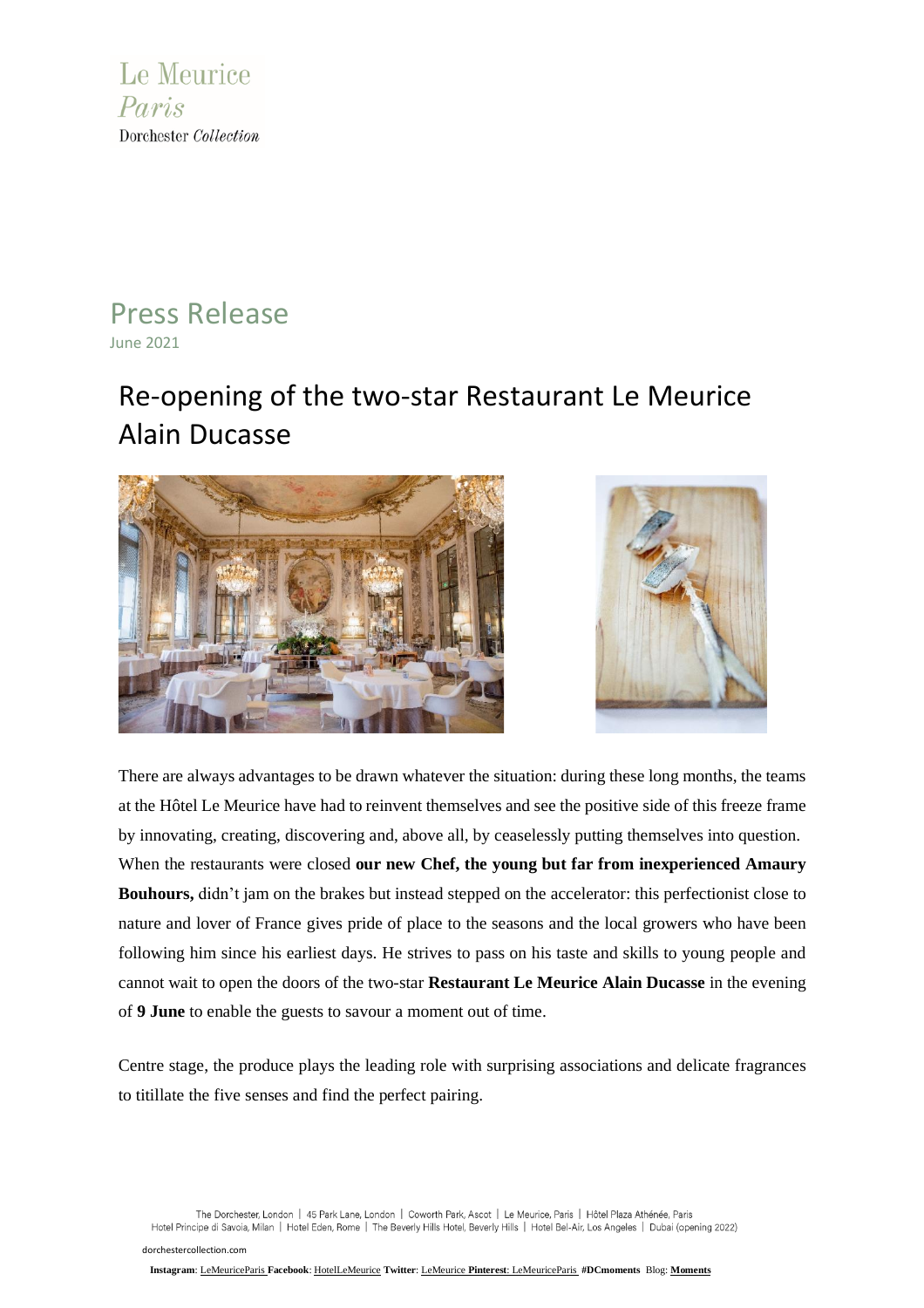Le Meurice
*Paris*
Dorchester *Collection*

# Press Release

June 2021

## Re-opening of the two-star Restaurant Le Meurice Alain Ducasse

There are always advantages to be drawn whatever the situation: during these long months, the teams at the Hôtel Le Meurice have had to reinvent themselves and see the positive side of this freeze frame by innovating, creating, discovering and, above all, by ceaselessly putting themselves into question. When the restaurants were closed **our new Chef, the young but far from inexperienced Amaury Bouhours,** didn't jam on the brakes but instead stepped on the accelerator: this perfectionist close to nature and lover of France gives pride of place to the seasons and the local growers who have been following him since his earliest days. He strives to pass on his taste and skills to young people and cannot wait to open the doors of the two-star **Restaurant Le Meurice Alain Ducasse** in the evening of **9 June** to enable the guests to savour a moment out of time.

Centre stage, the produce plays the leading role with surprising associations and delicate fragrances to titillate the five senses and find the perfect pairing.

The Dorchester, London | 45 Park Lane, London | Coworth Park, Ascot | Le Meurice, Paris | Hôtel Plaza Athénée, Paris
Hotel Principe di Savoia, Milan | Hotel Eden, Rome | The Beverly Hills Hotel, Beverly Hills | Hotel Bel-Air, Los Angeles | Dubai (opening 2022)

dorchestercollection.com

**Instagram**: LeMeuriceParis **Facebook**: HotelLeMeurice **Twitter**: LeMeurice **Pinterest**: LeMeuriceParis **#DCmoments** Blog: **Moments**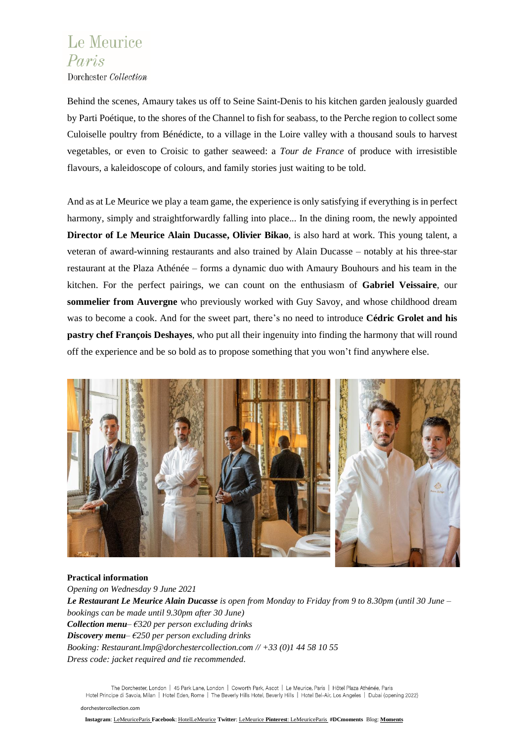Behind the scenes, Amaury takes us off to Seine Saint-Denis to his kitchen garden jealously guarded by Parti Poétique, to the shores of the Channel to fish for seabass, to the Perche region to collect some Culoiselle poultry from Bénédicte, to a village in the Loire valley with a thousand souls to harvest vegetables, or even to Croisic to gather seaweed: a *Tour de France* of produce with irresistible flavours, a kaleidoscope of colours, and family stories just waiting to be told.

And as at Le Meurice we play a team game, the experience is only satisfying if everything is in perfect harmony, simply and straightforwardly falling into place... In the dining room, the newly appointed **Director of Le Meurice Alain Ducasse, Olivier Bikao**, is also hard at work. This young talent, a veteran of award-winning restaurants and also trained by Alain Ducasse – notably at his three-star restaurant at the Plaza Athénée – forms a dynamic duo with Amaury Bouhours and his team in the kitchen. For the perfect pairings, we can count on the enthusiasm of **Gabriel Veissaire**, our **sommelier from Auvergne** who previously worked with Guy Savoy, and whose childhood dream was to become a cook. And for the sweet part, there's no need to introduce **Cédric Grolet and his pastry chef François Deshayes**, who put all their ingenuity into finding the harmony that will round off the experience and be so bold as to propose something that you won't find anywhere else.

**Practical information**

*Opening on Wednesday 9 June 2021*
***Le Restaurant Le Meurice Alain Ducasse** is open from Monday to Friday from 9 to 8.30pm (until 30 June – bookings can be made until 9.30pm after 30 June)*
***Collection menu**– €320 per person excluding drinks*
***Discovery menu**– €250 per person excluding drinks*
*Booking: Restaurant.lmp@dorchestercollection.com // +33 (0)1 44 58 10 55*
*Dress code: jacket required and tie recommended.*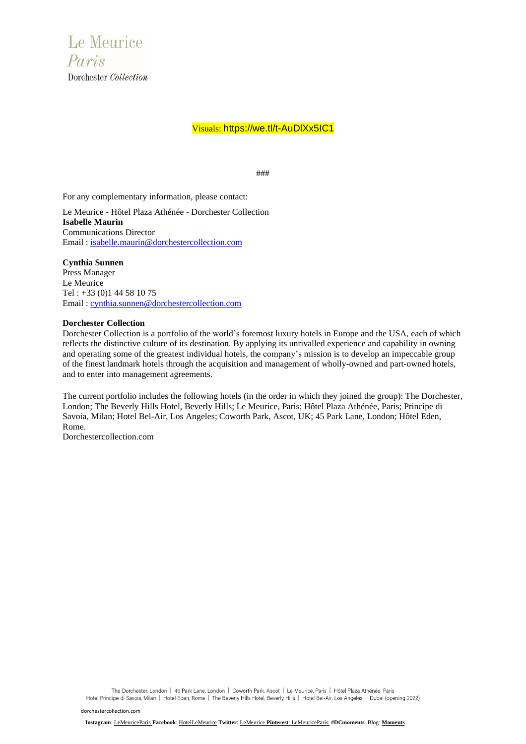Le Meurice
*Paris*
Dorchester *Collection*

Visuals: https://we.tl/t-AuDlXx5IC1

###

For any complementary information, please contact:

Le Meurice - Hôtel Plaza Athénée - Dorchester Collection
**Isabelle Maurin**
Communications Director
Email : isabelle.maurin@dorchestercollection.com

**Cynthia Sunnen**
Press Manager
Le Meurice
Tel : +33 (0)1 44 58 10 75
Email : cynthia.sunnen@dorchestercollection.com

**Dorchester Collection**
Dorchester Collection is a portfolio of the world's foremost luxury hotels in Europe and the USA, each of which reflects the distinctive culture of its destination. By applying its unrivalled experience and capability in owning and operating some of the greatest individual hotels, the company's mission is to develop an impeccable group of the finest landmark hotels through the acquisition and management of wholly-owned and part-owned hotels, and to enter into management agreements.

The current portfolio includes the following hotels (in the order in which they joined the group): The Dorchester, London; The Beverly Hills Hotel, Beverly Hills; Le Meurice, Paris; Hôtel Plaza Athénée, Paris; Principe di Savoia, Milan; Hotel Bel-Air, Los Angeles; Coworth Park, Ascot, UK; 45 Park Lane, London; Hôtel Eden, Rome.
Dorchestercollection.com

The Dorchester, London | 45 Park Lane, London | Coworth Park, Ascot | Le Meurice, Paris | Hôtel Plaza Athénée, Paris
Hotel Principe di Savoia, Milan | Hotel Eden, Rome | The Beverly Hills Hotel, Beverly Hills | Hotel Bel-Air, Los Angeles | Dubai (opening 2022)

dorchestercollection.com

**Instagram**: LeMeuriceParis **Facebook**: HotelLeMeurice **Twitter**: LeMeurice **Pinterest**: LeMeuriceParis **#DCmoments** Blog: **Moments**